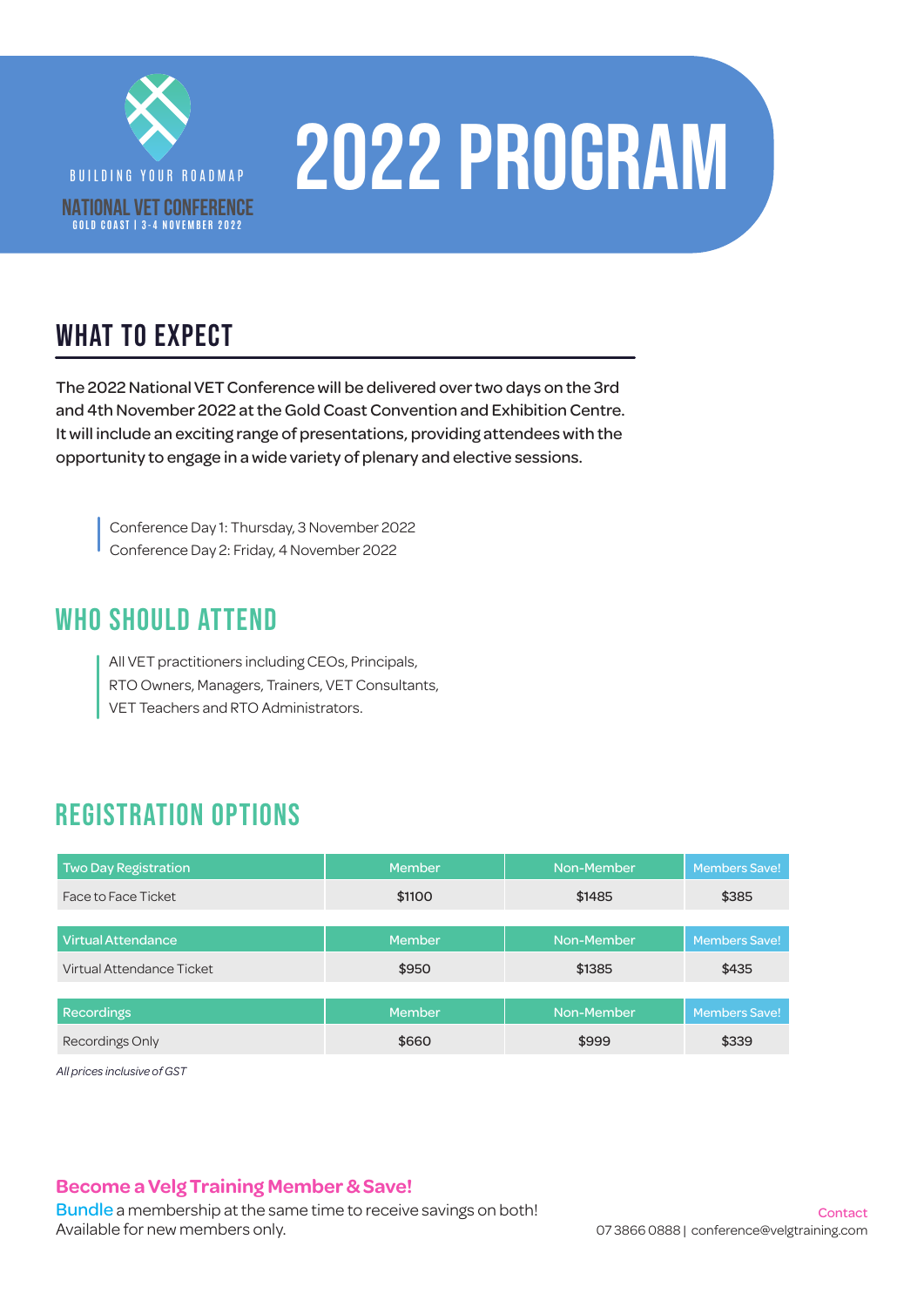BUILDING YOUR ROADMAP

NATIONAL VET CONFERENCE

GOLD COAST | 3-4 NOVEMBER 2022

# 2022 PROGRAM

## WHAT TO EXPECT

The 2022 National VET Conference will be delivered over two days on the 3rd and 4th November 2022 at the Gold Coast Convention and Exhibition Centre. It will include an exciting range of presentations, providing attendees with the opportunity to engage in a wide variety of plenary and elective sessions.

Conference Day 1: Thursday, 3 November 2022
Conference Day 2: Friday, 4 November 2022

## WHO SHOULD ATTEND

All VET practitioners including CEOs, Principals, RTO Owners, Managers, Trainers, VET Consultants, VET Teachers and RTO Administrators.

## REGISTRATION OPTIONS

| Two Day Registration | Member | Non-Member | Members Save! |
|---|---|---|---|
| Face to Face Ticket | $1100 | $1485 | $385 |
| **Virtual Attendance** | **Member** | **Non-Member** | **Members Save!** |
| Virtual Attendance Ticket | $950 | $1385 | $435 |
| **Recordings** | **Member** | **Non-Member** | **Members Save!** |
| Recordings Only | $660 | $999 | $339 |

*All prices inclusive of GST*

**Become a Velg Training Member & Save!**

Bundle a membership at the same time to receive savings on both!
Available for new members only.

Contact
07 3866 0888 | conference@velgtraining.com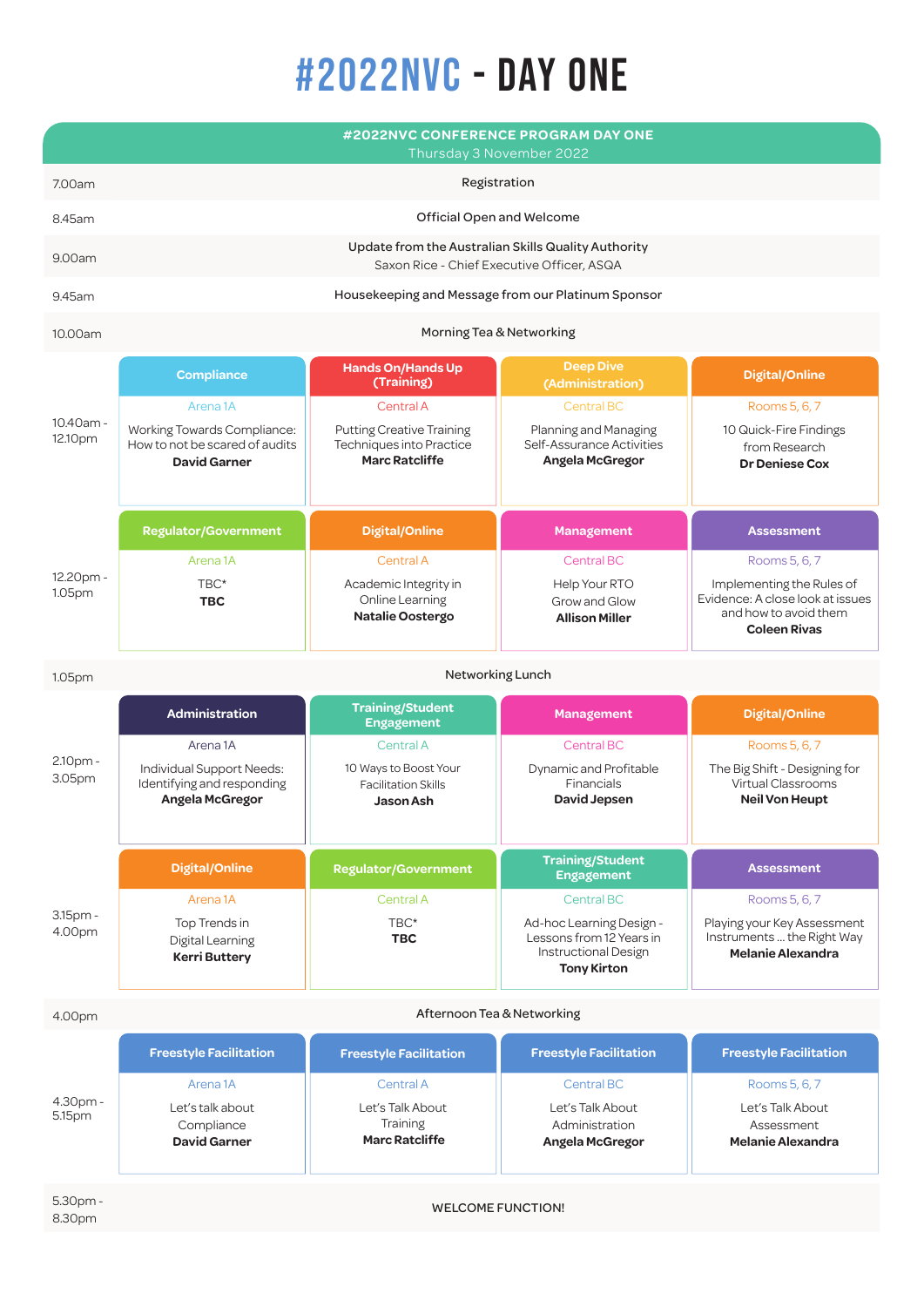# #2022NVC - DAY ONE

**#2022NVC CONFERENCE PROGRAM DAY ONE**
Thursday 3 November 2022

| Time | Arena 1A | Central A | Central BC | Rooms 5, 6, 7 |
|---|---|---|---|---|
| 7.00am | Registration | | | |
| 8.45am | Official Open and Welcome | | | |
| 9.00am | Update from the Australian Skills Quality Authority<br>Saxon Rice - Chief Executive Officer, ASQA | | | |
| 9.45am | Housekeeping and Message from our Platinum Sponsor | | | |
| 10.00am | Morning Tea & Networking | | | |
| 10.40am - 12.10pm | **Compliance**<br>Arena 1A<br>Working Towards Compliance: How to not be scared of audits<br>**David Garner** | **Hands On/Hands Up (Training)**<br>Central A<br>Putting Creative Training Techniques into Practice<br>**Marc Ratcliffe** | **Deep Dive (Administration)**<br>Central BC<br>Planning and Managing Self-Assurance Activities<br>**Angela McGregor** | **Digital/Online**<br>Rooms 5, 6, 7<br>10 Quick-Fire Findings from Research<br>**Dr Deniese Cox** |
| 12.20pm - 1.05pm | **Regulator/Government**<br>Arena 1A<br>TBC*<br>**TBC** | **Digital/Online**<br>Central A<br>Academic Integrity in Online Learning<br>**Natalie Oostergo** | **Management**<br>Central BC<br>Help Your RTO Grow and Glow<br>**Allison Miller** | **Assessment**<br>Rooms 5, 6, 7<br>Implementing the Rules of Evidence: A close look at issues and how to avoid them<br>**Coleen Rivas** |
| 1.05pm | Networking Lunch | | | |
| 2.10pm - 3.05pm | **Administration**<br>Arena 1A<br>Individual Support Needs: Identifying and responding<br>**Angela McGregor** | **Training/Student Engagement**<br>Central A<br>10 Ways to Boost Your Facilitation Skills<br>**Jason Ash** | **Management**<br>Central BC<br>Dynamic and Profitable Financials<br>**David Jepsen** | **Digital/Online**<br>Rooms 5, 6, 7<br>The Big Shift - Designing for Virtual Classrooms<br>**Neil Von Heupt** |
| 3.15pm - 4.00pm | **Digital/Online**<br>Arena 1A<br>Top Trends in Digital Learning<br>**Kerri Buttery** | **Regulator/Government**<br>Central A<br>TBC*<br>**TBC** | **Training/Student Engagement**<br>Central BC<br>Ad-hoc Learning Design - Lessons from 12 Years in Instructional Design<br>**Tony Kirton** | **Assessment**<br>Rooms 5, 6, 7<br>Playing your Key Assessment Instruments ... the Right Way<br>**Melanie Alexandra** |
| 4.00pm | Afternoon Tea & Networking | | | |
| 4.30pm - 5.15pm | **Freestyle Facilitation**<br>Arena 1A<br>Let's talk about Compliance<br>**David Garner** | **Freestyle Facilitation**<br>Central A<br>Let's Talk About Training<br>**Marc Ratcliffe** | **Freestyle Facilitation**<br>Central BC<br>Let's Talk About Administration<br>**Angela McGregor** | **Freestyle Facilitation**<br>Rooms 5, 6, 7<br>Let's Talk About Assessment<br>**Melanie Alexandra** |
| 5.30pm - 8.30pm | WELCOME FUNCTION! | | | |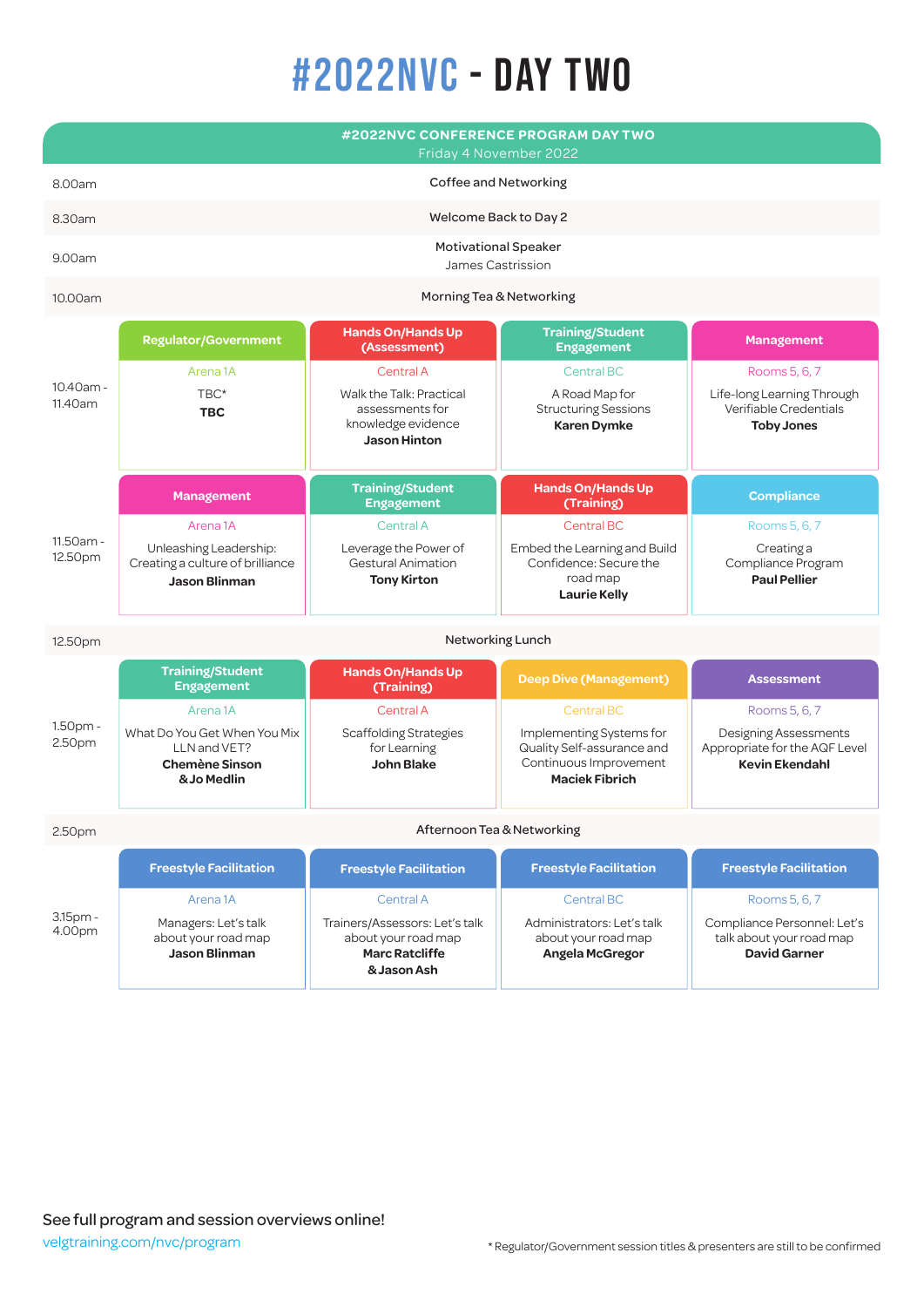# #2022NVC - DAY TWO

## #2022NVC CONFERENCE PROGRAM DAY TWO

Friday 4 November 2022

| Time | | | | |
|---|---|---|---|---|
| 8.00am | Coffee and Networking | | | |
| 8.30am | Welcome Back to Day 2 | | | |
| 9.00am | Motivational Speaker<br>James Castrission | | | |
| 10.00am | Morning Tea & Networking | | | |
| 10.40am - 11.40am | **Regulator/Government**<br>Arena 1A<br>TBC*<br>**TBC** | **Hands On/Hands Up (Assessment)**<br>Central A<br>Walk the Talk: Practical assessments for knowledge evidence<br>**Jason Hinton** | **Training/Student Engagement**<br>Central BC<br>A Road Map for Structuring Sessions<br>**Karen Dymke** | **Management**<br>Rooms 5, 6, 7<br>Life-long Learning Through Verifiable Credentials<br>**Toby Jones** |
| 11.50am - 12.50pm | **Management**<br>Arena 1A<br>Unleashing Leadership: Creating a culture of brilliance<br>**Jason Blinman** | **Training/Student Engagement**<br>Central A<br>Leverage the Power of Gestural Animation<br>**Tony Kirton** | **Hands On/Hands Up (Training)**<br>Central BC<br>Embed the Learning and Build Confidence: Secure the road map<br>**Laurie Kelly** | **Compliance**<br>Rooms 5, 6, 7<br>Creating a Compliance Program<br>**Paul Pellier** |
| 12.50pm | Networking Lunch | | | |
| 1.50pm - 2.50pm | **Training/Student Engagement**<br>Arena 1A<br>What Do You Get When You Mix LLN and VET?<br>**Chemène Sinson & Jo Medlin** | **Hands On/Hands Up (Training)**<br>Central A<br>Scaffolding Strategies for Learning<br>**John Blake** | **Deep Dive (Management)**<br>Central BC<br>Implementing Systems for Quality Self-assurance and Continuous Improvement<br>**Maciek Fibrich** | **Assessment**<br>Rooms 5, 6, 7<br>Designing Assessments Appropriate for the AQF Level<br>**Kevin Ekendahl** |
| 2.50pm | Afternoon Tea & Networking | | | |
| 3.15pm - 4.00pm | **Freestyle Facilitation**<br>Arena 1A<br>Managers: Let's talk about your road map<br>**Jason Blinman** | **Freestyle Facilitation**<br>Central A<br>Trainers/Assessors: Let's talk about your road map<br>**Marc Ratcliffe & Jason Ash** | **Freestyle Facilitation**<br>Central BC<br>Administrators: Let's talk about your road map<br>**Angela McGregor** | **Freestyle Facilitation**<br>Rooms 5, 6, 7<br>Compliance Personnel: Let's talk about your road map<br>**David Garner** |

See full program and session overviews online!
velgtraining.com/nvc/program

* Regulator/Government session titles & presenters are still to be confirmed